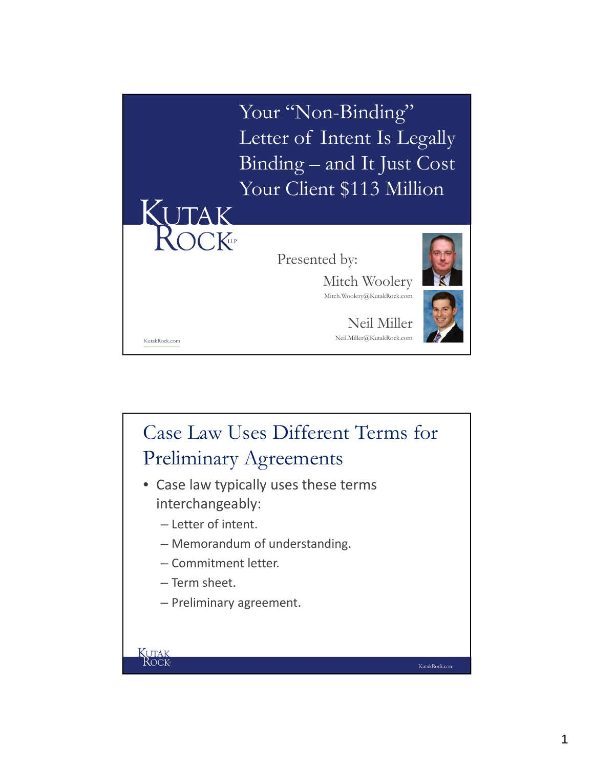# Your "Non-Binding" Letter of Intent Is Legally Binding – and It Just Cost Your Client $113 Million

Kutak Rock LLP

Presented by:

Mitch Woolery
Mitch.Woolery@KutakRock.com

Neil Miller
Neil.Miller@KutakRock.com

KutakRock.com

## Case Law Uses Different Terms for Preliminary Agreements

- Case law typically uses these terms interchangeably:
  - Letter of intent.
  - Memorandum of understanding.
  - Commitment letter.
  - Term sheet.
  - Preliminary agreement.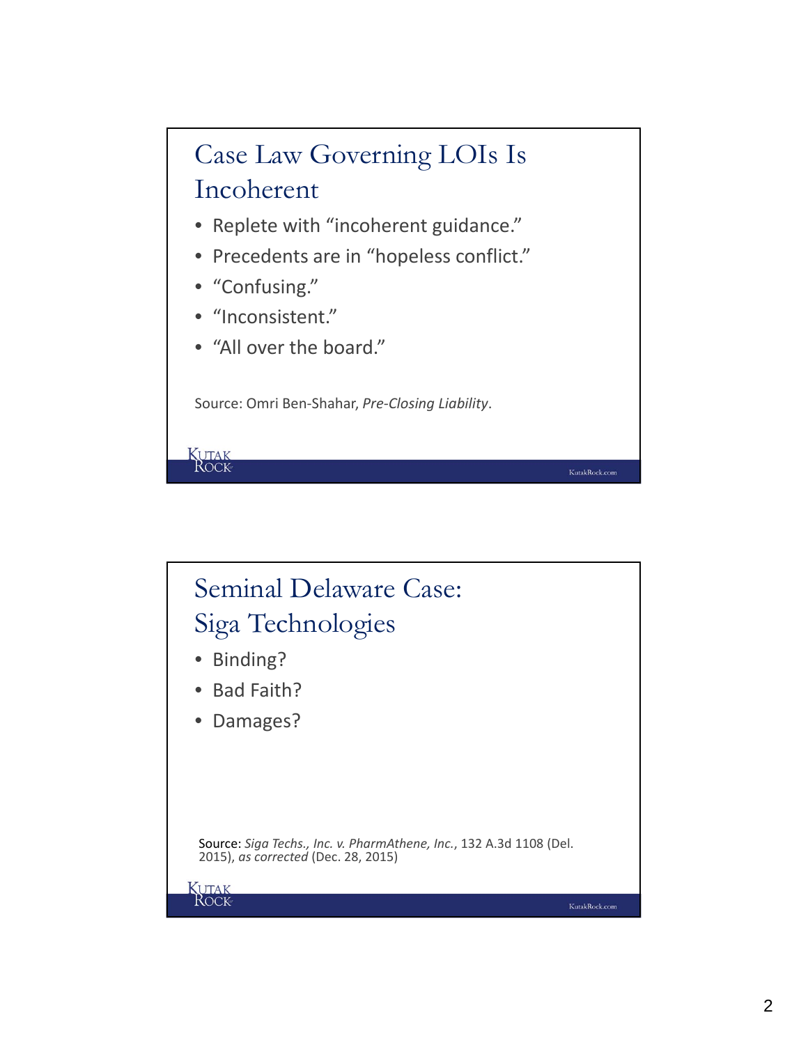## Case Law Governing LOIs Is Incoherent

- Replete with "incoherent guidance."
- Precedents are in "hopeless conflict."
- "Confusing."
- "Inconsistent."
- "All over the board."

Source: Omri Ben-Shahar, *Pre-Closing Liability*.

## Seminal Delaware Case: Siga Technologies

- Binding?
- Bad Faith?
- Damages?

Source: *Siga Techs., Inc. v. PharmAthene, Inc.*, 132 A.3d 1108 (Del. 2015), *as corrected* (Dec. 28, 2015)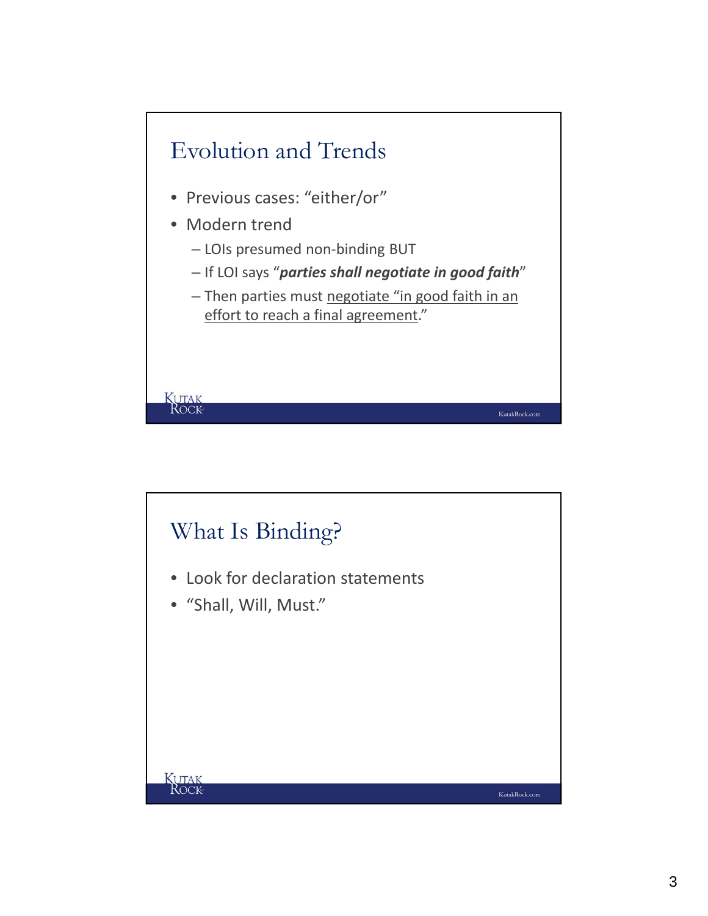## Evolution and Trends

- Previous cases: "either/or"
- Modern trend
  - LOIs presumed non-binding BUT
  - If LOI says "***parties shall negotiate in good faith***"
  - Then parties must <u>negotiate "in good faith in an effort to reach a final agreement</u>."

## What Is Binding?

- Look for declaration statements
- "Shall, Will, Must."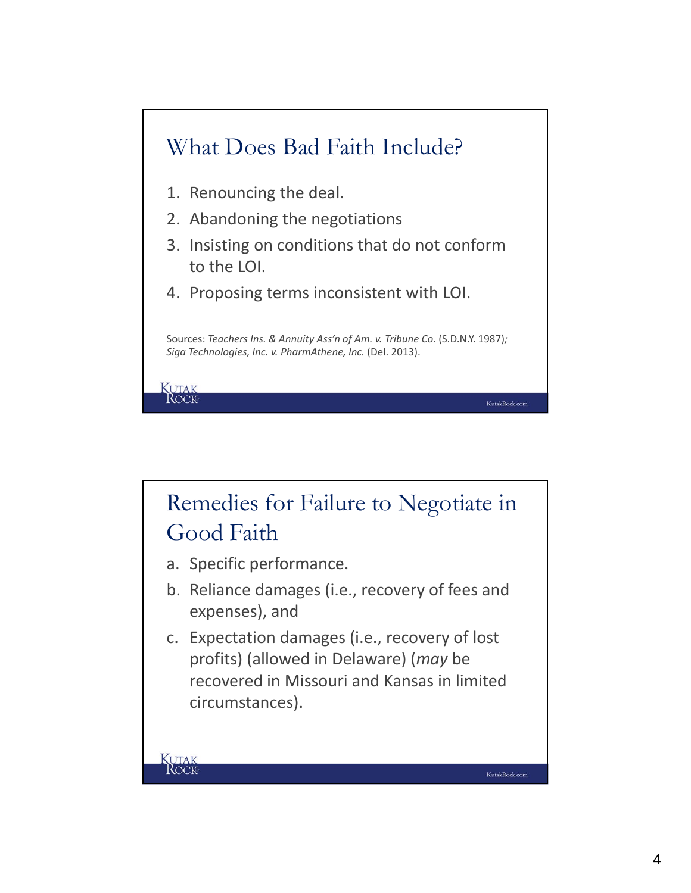## What Does Bad Faith Include?

1. Renouncing the deal.
2. Abandoning the negotiations
3. Insisting on conditions that do not conform to the LOI.
4. Proposing terms inconsistent with LOI.

Sources: *Teachers Ins. & Annuity Ass'n of Am. v. Tribune Co.* (S.D.N.Y. 1987); *Siga Technologies, Inc. v. PharmAthene, Inc.* (Del. 2013).

## Remedies for Failure to Negotiate in Good Faith

a. Specific performance.
b. Reliance damages (i.e., recovery of fees and expenses), and
c. Expectation damages (i.e., recovery of lost profits) (allowed in Delaware) (*may* be recovered in Missouri and Kansas in limited circumstances).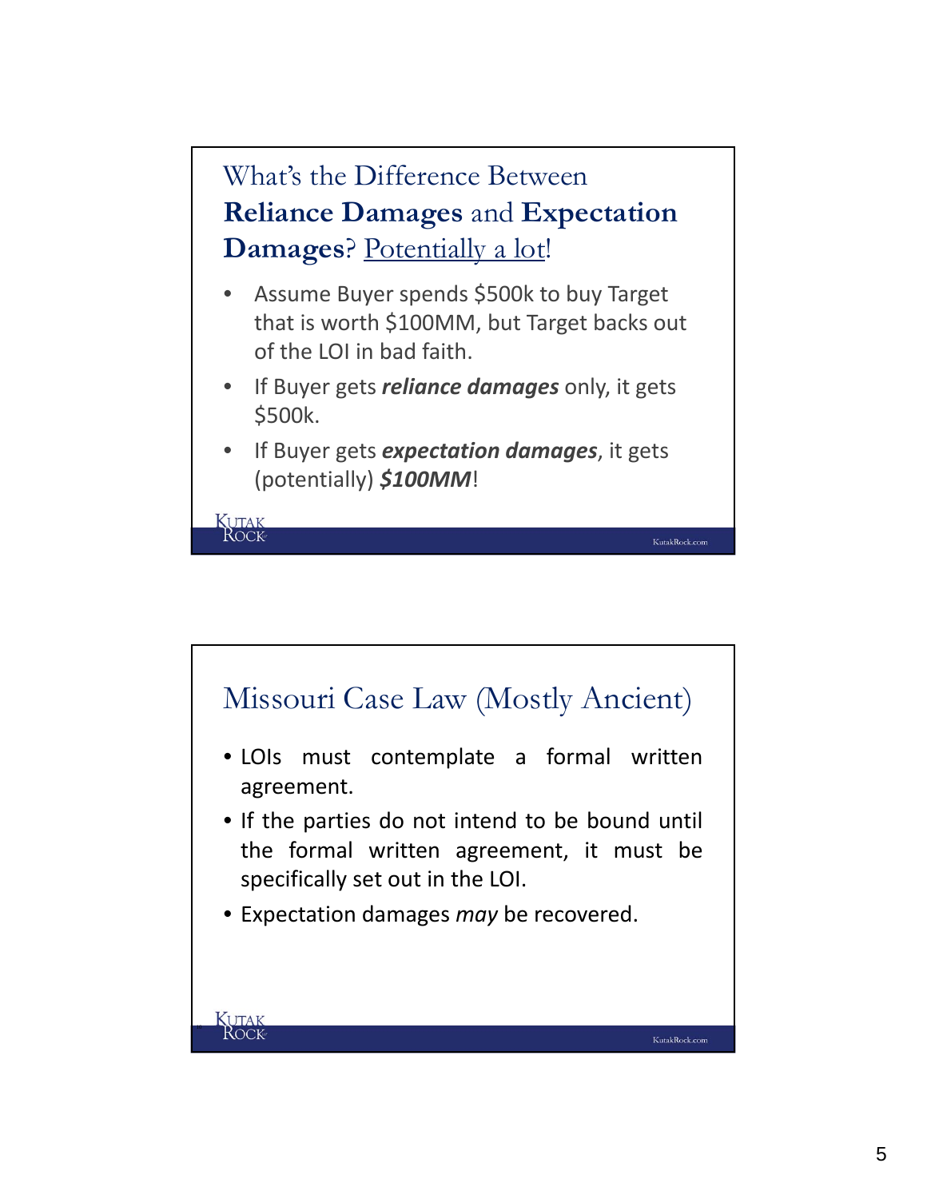## What's the Difference Between **Reliance Damages** and **Expectation Damages**? Potentially a lot!

- Assume Buyer spends \$500k to buy Target that is worth \$100MM, but Target backs out of the LOI in bad faith.
- If Buyer gets ***reliance damages*** only, it gets \$500k.
- If Buyer gets ***expectation damages***, it gets (potentially) ***\$100MM***!

## Missouri Case Law (Mostly Ancient)

- LOIs must contemplate a formal written agreement.
- If the parties do not intend to be bound until the formal written agreement, it must be specifically set out in the LOI.
- Expectation damages *may* be recovered.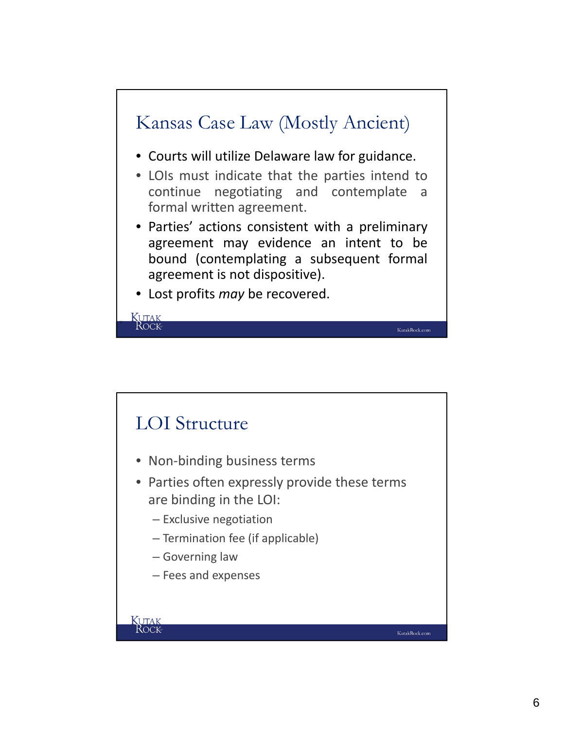## Kansas Case Law (Mostly Ancient)

- Courts will utilize Delaware law for guidance.
- LOIs must indicate that the parties intend to continue negotiating and contemplate a formal written agreement.
- Parties' actions consistent with a preliminary agreement may evidence an intent to be bound (contemplating a subsequent formal agreement is not dispositive).
- Lost profits *may* be recovered.

## LOI Structure

- Non-binding business terms
- Parties often expressly provide these terms are binding in the LOI:
  - Exclusive negotiation
  - Termination fee (if applicable)
  - Governing law
  - Fees and expenses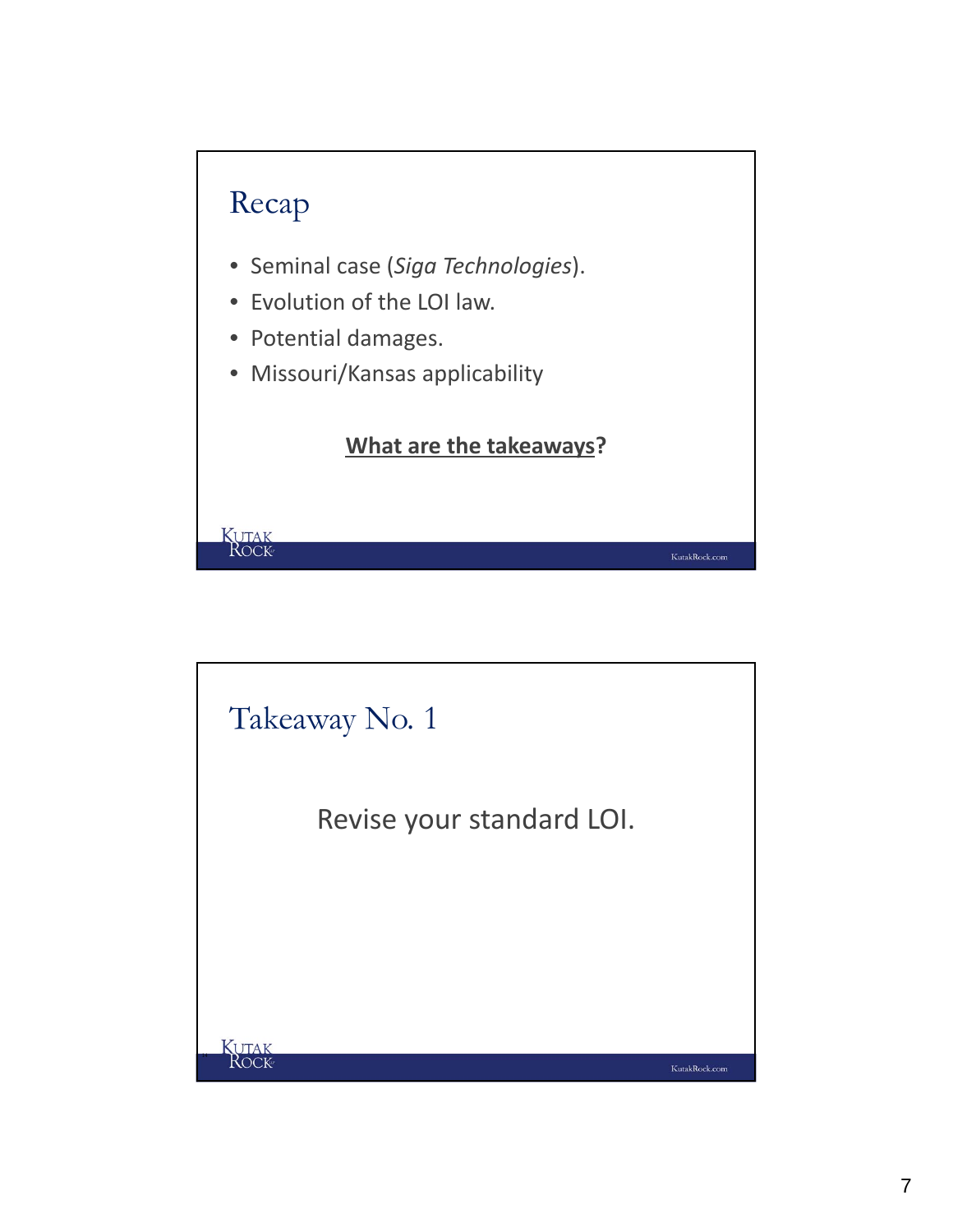## Recap

- Seminal case (*Siga Technologies*).
- Evolution of the LOI law.
- Potential damages.
- Missouri/Kansas applicability

**What are the takeaways?**

## Takeaway No. 1

Revise your standard LOI.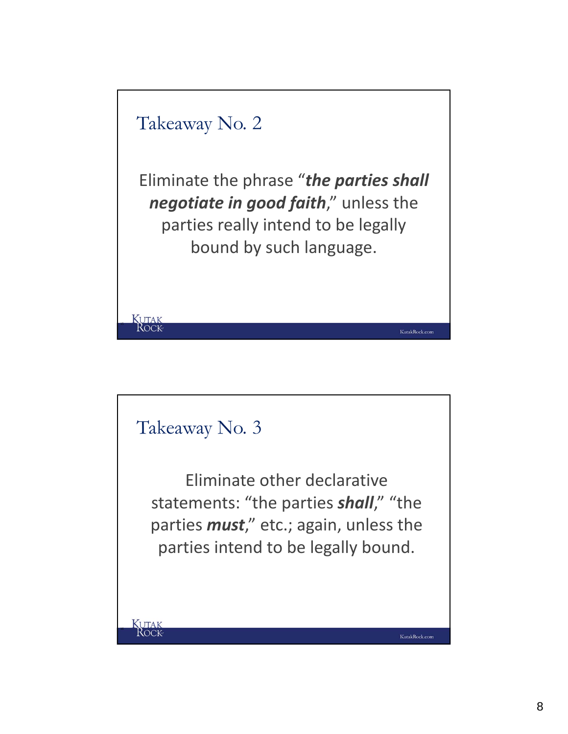## Takeaway No. 2

Eliminate the phrase “***the parties shall negotiate in good faith***,” unless the parties really intend to be legally bound by such language.

## Takeaway No. 3

Eliminate other declarative statements: “the parties ***shall***,” “the parties ***must***,” etc.; again, unless the parties intend to be legally bound.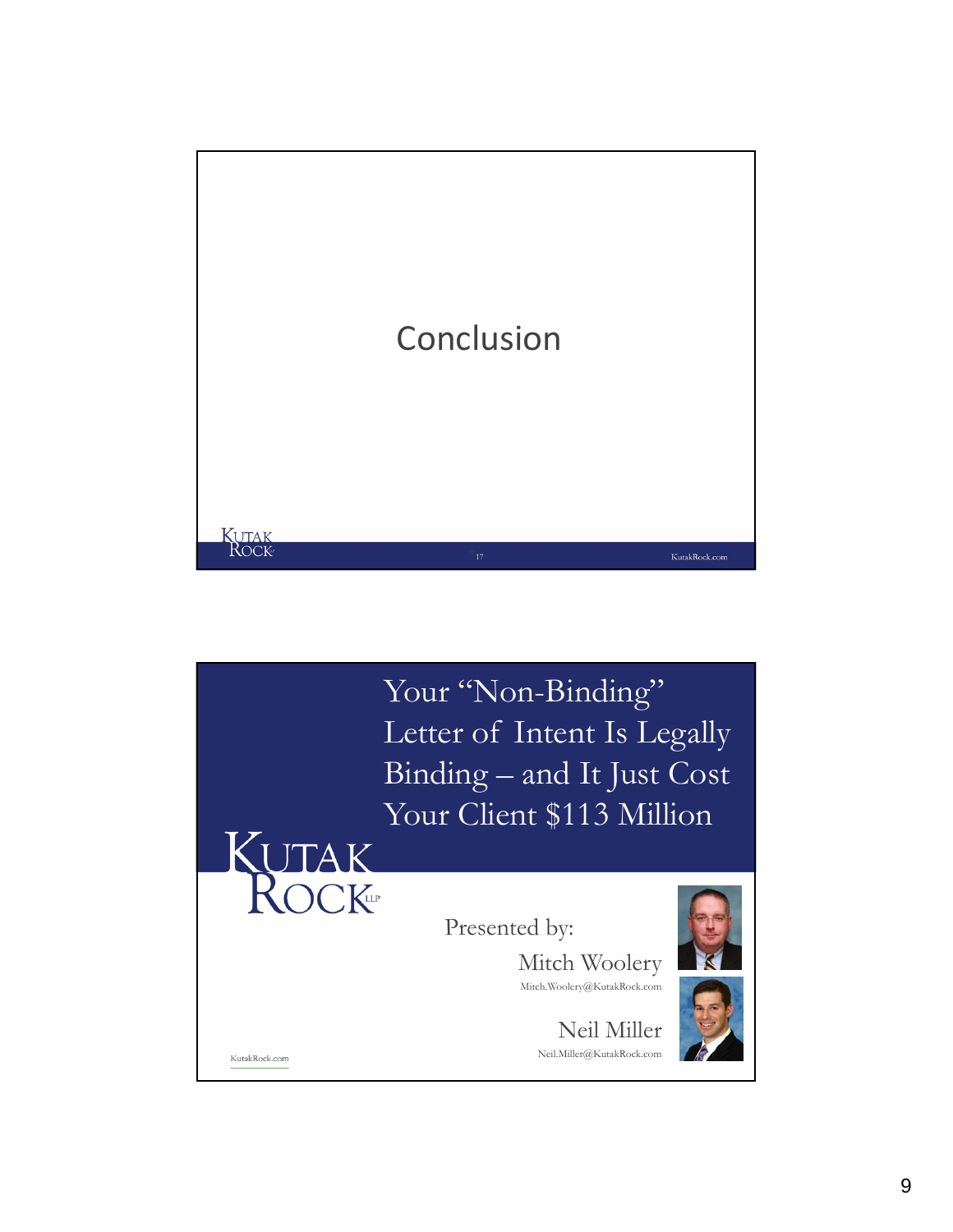# Conclusion

# Your "Non-Binding" Letter of Intent Is Legally Binding – and It Just Cost Your Client $113 Million

Presented by:

Mitch Woolery
Mitch.Woolery@KutakRock.com

Neil Miller
Neil.Miller@KutakRock.com